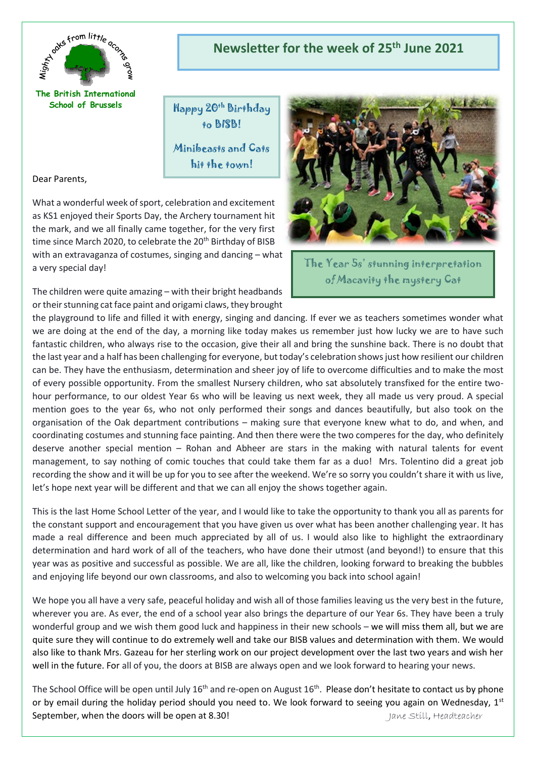Mighty oaks from little acorns grow

The British International School of Brussels

# Newsletter for the week of 25th June 2021

Happy 20th Birthday to BISB!

Minibeasts and Cats hit the town!

Dear Parents,

What a wonderful week of sport, celebration and excitement as KS1 enjoyed their Sports Day, the Archery tournament hit the mark, and we all finally came together, for the very first time since March 2020, to celebrate the 20th Birthday of BISB with an extravaganza of costumes, singing and dancing – what a very special day!

The Year 5s' stunning interpretation of Macavity the mystery Cat

The children were quite amazing – with their bright headbands or their stunning cat face paint and origami claws, they brought the playground to life and filled it with energy, singing and dancing. If ever we as teachers sometimes wonder what we are doing at the end of the day, a morning like today makes us remember just how lucky we are to have such fantastic children, who always rise to the occasion, give their all and bring the sunshine back. There is no doubt that the last year and a half has been challenging for everyone, but today's celebration shows just how resilient our children can be. They have the enthusiasm, determination and sheer joy of life to overcome difficulties and to make the most of every possible opportunity. From the smallest Nursery children, who sat absolutely transfixed for the entire two-hour performance, to our oldest Year 6s who will be leaving us next week, they all made us very proud. A special mention goes to the year 6s, who not only performed their songs and dances beautifully, but also took on the organisation of the Oak department contributions – making sure that everyone knew what to do, and when, and coordinating costumes and stunning face painting. And then there were the two comperes for the day, who definitely deserve another special mention – Rohan and Abheer are stars in the making with natural talents for event management, to say nothing of comic touches that could take them far as a duo! Mrs. Tolentino did a great job recording the show and it will be up for you to see after the weekend. We're so sorry you couldn't share it with us live, let's hope next year will be different and that we can all enjoy the shows together again.

This is the last Home School Letter of the year, and I would like to take the opportunity to thank you all as parents for the constant support and encouragement that you have given us over what has been another challenging year. It has made a real difference and been much appreciated by all of us. I would also like to highlight the extraordinary determination and hard work of all of the teachers, who have done their utmost (and beyond!) to ensure that this year was as positive and successful as possible. We are all, like the children, looking forward to breaking the bubbles and enjoying life beyond our own classrooms, and also to welcoming you back into school again!

We hope you all have a very safe, peaceful holiday and wish all of those families leaving us the very best in the future, wherever you are. As ever, the end of a school year also brings the departure of our Year 6s. They have been a truly wonderful group and we wish them good luck and happiness in their new schools – we will miss them all, but we are quite sure they will continue to do extremely well and take our BISB values and determination with them. We would also like to thank Mrs. Gazeau for her sterling work on our project development over the last two years and wish her well in the future. For all of you, the doors at BISB are always open and we look forward to hearing your news.

The School Office will be open until July 16th and re-open on August 16th. Please don't hesitate to contact us by phone or by email during the holiday period should you need to. We look forward to seeing you again on Wednesday, 1st September, when the doors will be open at 8.30!

Jane Still, Headteacher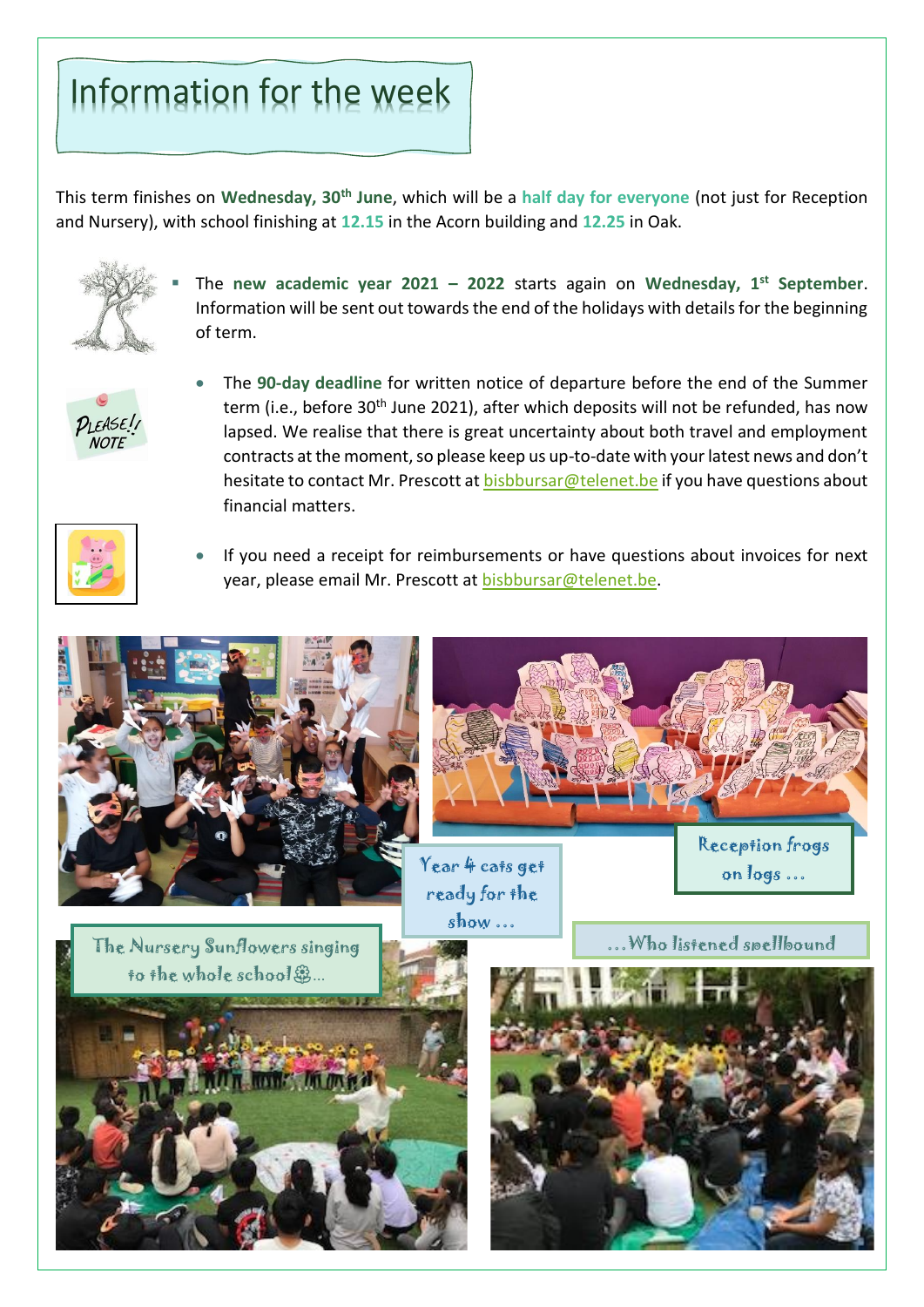# Information for the week

This term finishes on **Wednesday, 30th June**, which will be a **half day for everyone** (not just for Reception and Nursery), with school finishing at **12.15** in the Acorn building and **12.25** in Oak.

- The **new academic year 2021 – 2022** starts again on **Wednesday, 1st September**. Information will be sent out towards the end of the holidays with details for the beginning of term.

- The **90-day deadline** for written notice of departure before the end of the Summer term (i.e., before 30th June 2021), after which deposits will not be refunded, has now lapsed. We realise that there is great uncertainty about both travel and employment contracts at the moment, so please keep us up-to-date with your latest news and don't hesitate to contact Mr. Prescott at bisbbursar@telenet.be if you have questions about financial matters.

- If you need a receipt for reimbursements or have questions about invoices for next year, please email Mr. Prescott at bisbbursar@telenet.be.

Year 4 cats get ready for the show …

Reception frogs on logs …

The Nursery Sunflowers singing to the whole school❀…

…Who listened spellbound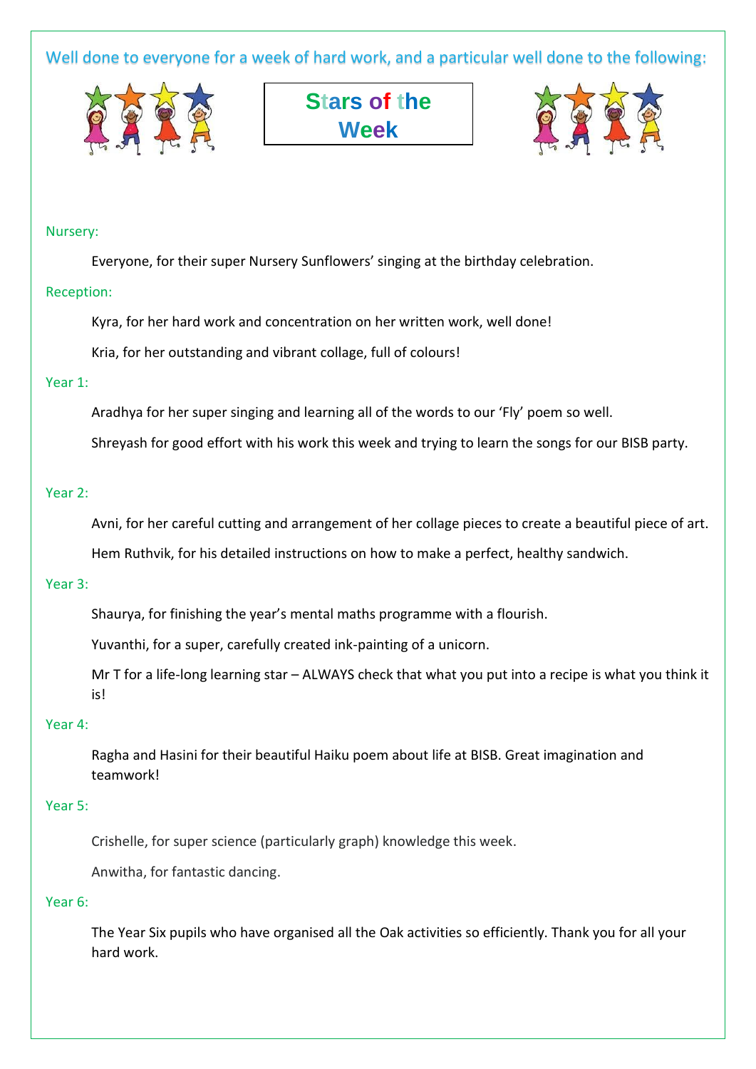Well done to everyone for a week of hard work, and a particular well done to the following:

# Stars of the Week

Nursery:

Everyone, for their super Nursery Sunflowers' singing at the birthday celebration.

Reception:

Kyra, for her hard work and concentration on her written work, well done!

Kria, for her outstanding and vibrant collage, full of colours!

Year 1:

Aradhya for her super singing and learning all of the words to our 'Fly' poem so well.

Shreyash for good effort with his work this week and trying to learn the songs for our BISB party.

Year 2:

Avni, for her careful cutting and arrangement of her collage pieces to create a beautiful piece of art.

Hem Ruthvik, for his detailed instructions on how to make a perfect, healthy sandwich.

Year 3:

Shaurya, for finishing the year's mental maths programme with a flourish.

Yuvanthi, for a super, carefully created ink-painting of a unicorn.

Mr T for a life-long learning star – ALWAYS check that what you put into a recipe is what you think it is!

Year 4:

Ragha and Hasini for their beautiful Haiku poem about life at BISB. Great imagination and teamwork!

Year 5:

Crishelle, for super science (particularly graph) knowledge this week.

Anwitha, for fantastic dancing.

Year 6:

The Year Six pupils who have organised all the Oak activities so efficiently. Thank you for all your hard work.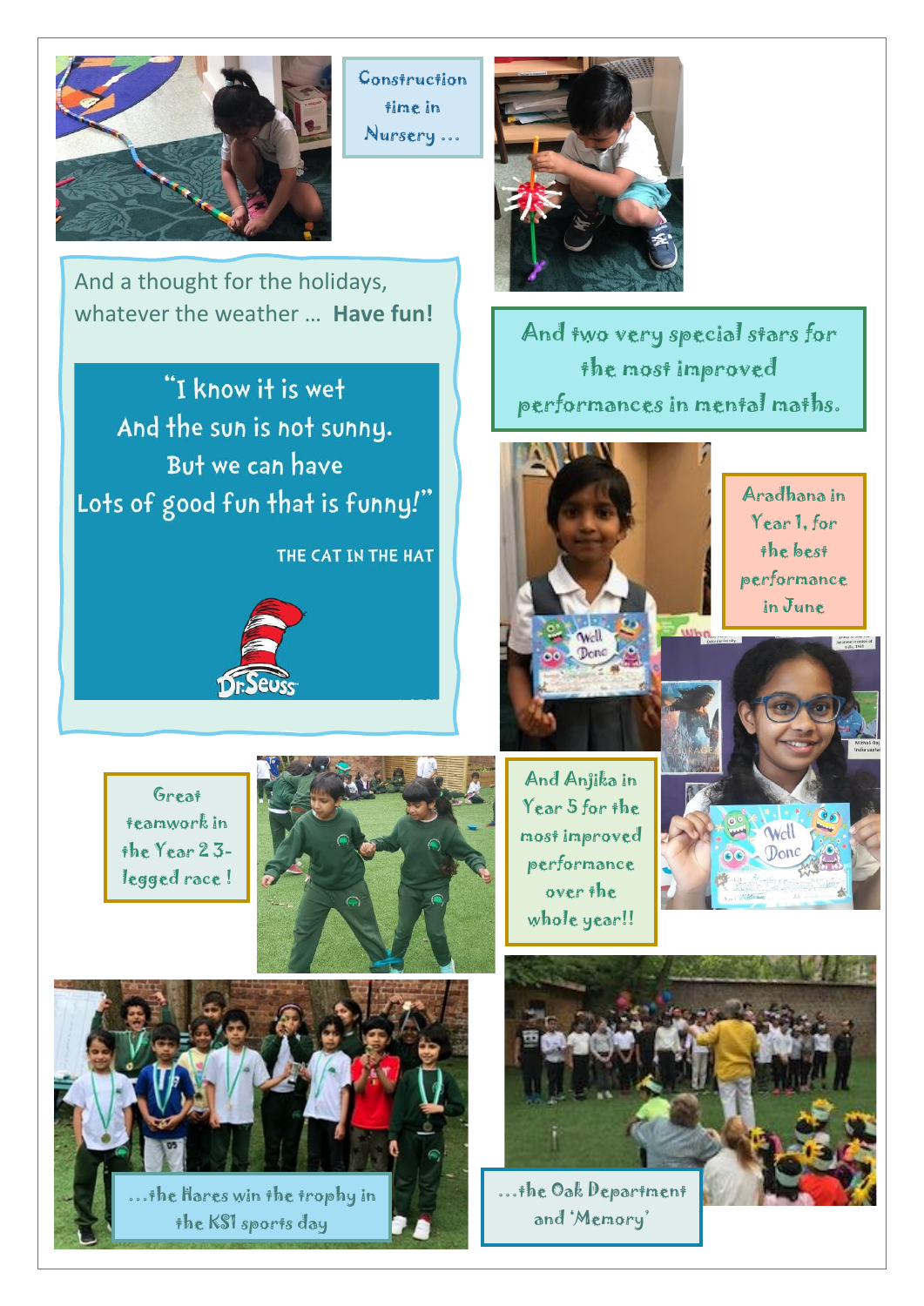Construction time in Nursery …

And a thought for the holidays, whatever the weather … **Have fun!**

"I know it is wet
And the sun is not sunny.
But we can have
Lots of good fun that is funny!"

THE CAT IN THE HAT

Dr.Seuss

And two very special stars for the most improved performances in mental maths.

Aradhana in Year 1, for the best performance in June

And Anjika in Year 5 for the most improved performance over the whole year!!

Great teamwork in the Year 2 3-legged race !

…the Hares win the trophy in the KS1 sports day

…the Oak Department and 'Memory'